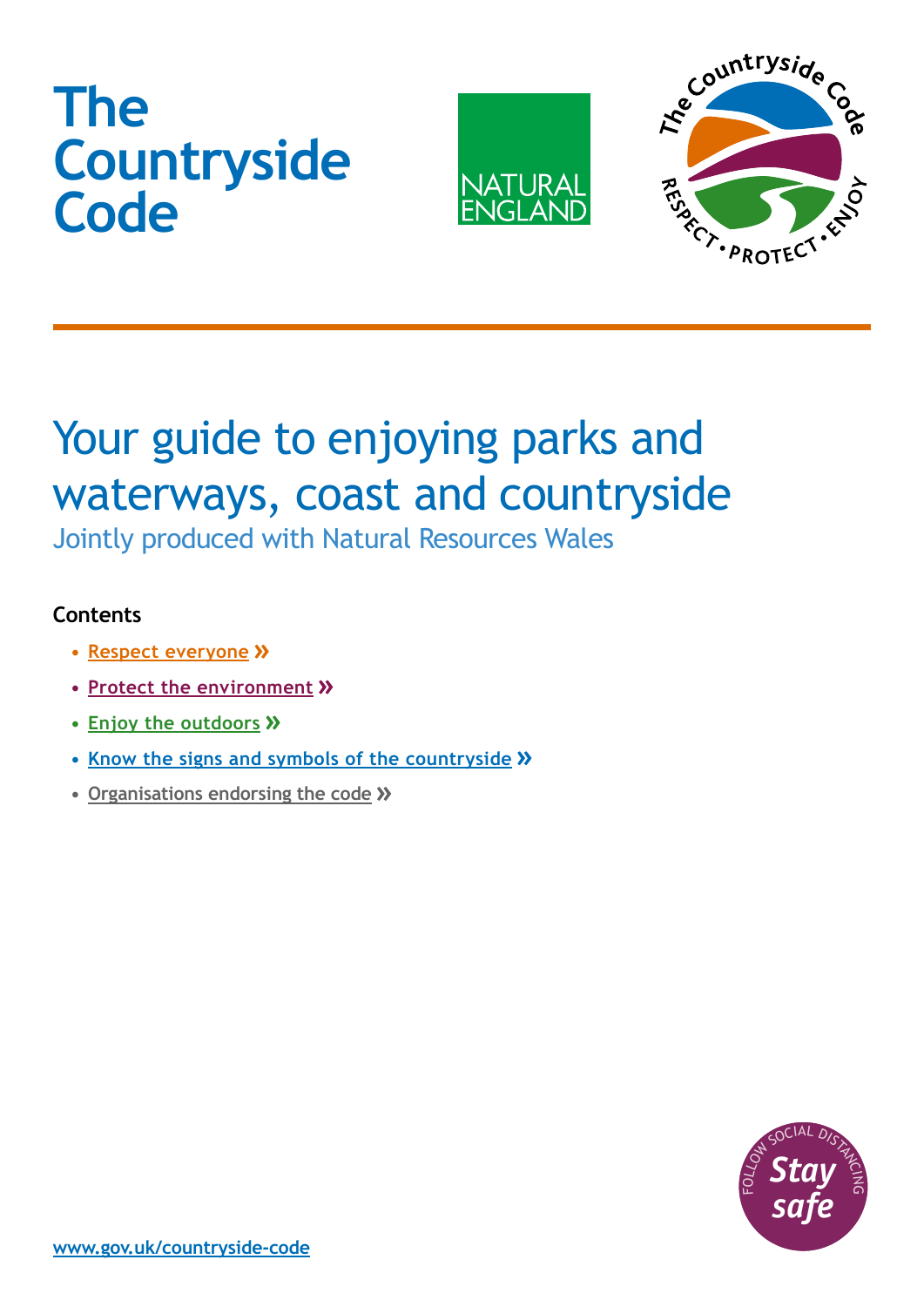# The Countryside Code

NATURAL ENGLAND

## Your guide to enjoying parks and waterways, coast and countryside

Jointly produced with Natural Resources Wales

**Contents**

- Respect everyone »
- Protect the environment »
- Enjoy the outdoors »
- Know the signs and symbols of the countryside »
- Organisations endorsing the code »

www.gov.uk/countryside-code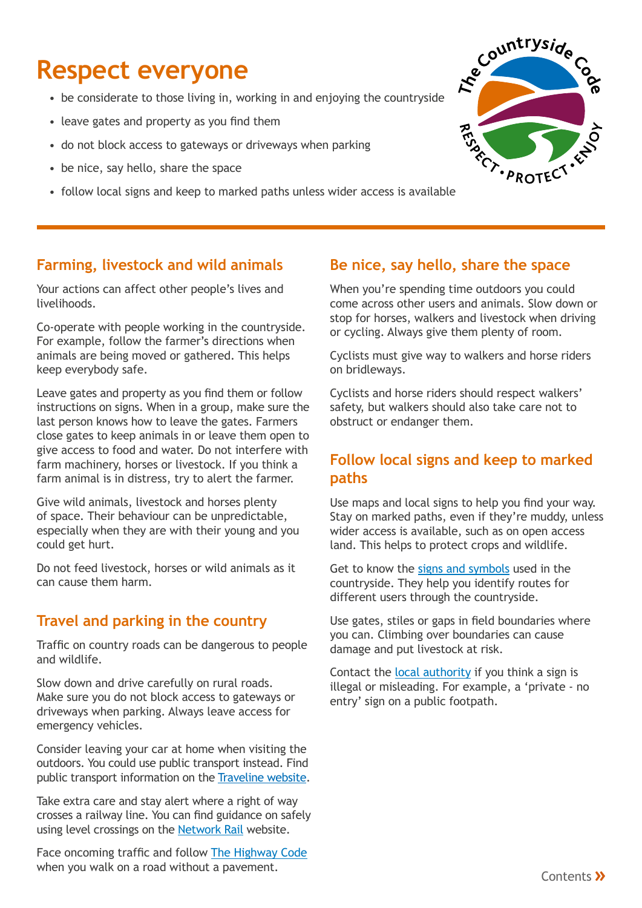# Respect everyone

- be considerate to those living in, working in and enjoying the countryside
- leave gates and property as you find them
- do not block access to gateways or driveways when parking
- be nice, say hello, share the space
- follow local signs and keep to marked paths unless wider access is available

## Farming, livestock and wild animals

Your actions can affect other people's lives and livelihoods.

Co-operate with people working in the countryside. For example, follow the farmer's directions when animals are being moved or gathered. This helps keep everybody safe.

Leave gates and property as you find them or follow instructions on signs. When in a group, make sure the last person knows how to leave the gates. Farmers close gates to keep animals in or leave them open to give access to food and water. Do not interfere with farm machinery, horses or livestock. If you think a farm animal is in distress, try to alert the farmer.

Give wild animals, livestock and horses plenty of space. Their behaviour can be unpredictable, especially when they are with their young and you could get hurt.

Do not feed livestock, horses or wild animals as it can cause them harm.

## Travel and parking in the country

Traffic on country roads can be dangerous to people and wildlife.

Slow down and drive carefully on rural roads. Make sure you do not block access to gateways or driveways when parking. Always leave access for emergency vehicles.

Consider leaving your car at home when visiting the outdoors. You could use public transport instead. Find public transport information on the Traveline website.

Take extra care and stay alert where a right of way crosses a railway line. You can find guidance on safely using level crossings on the Network Rail website.

Face oncoming traffic and follow The Highway Code when you walk on a road without a pavement.

## Be nice, say hello, share the space

When you're spending time outdoors you could come across other users and animals. Slow down or stop for horses, walkers and livestock when driving or cycling. Always give them plenty of room.

Cyclists must give way to walkers and horse riders on bridleways.

Cyclists and horse riders should respect walkers' safety, but walkers should also take care not to obstruct or endanger them.

## Follow local signs and keep to marked paths

Use maps and local signs to help you find your way. Stay on marked paths, even if they're muddy, unless wider access is available, such as on open access land. This helps to protect crops and wildlife.

Get to know the signs and symbols used in the countryside. They help you identify routes for different users through the countryside.

Use gates, stiles or gaps in field boundaries where you can. Climbing over boundaries can cause damage and put livestock at risk.

Contact the local authority if you think a sign is illegal or misleading. For example, a 'private - no entry' sign on a public footpath.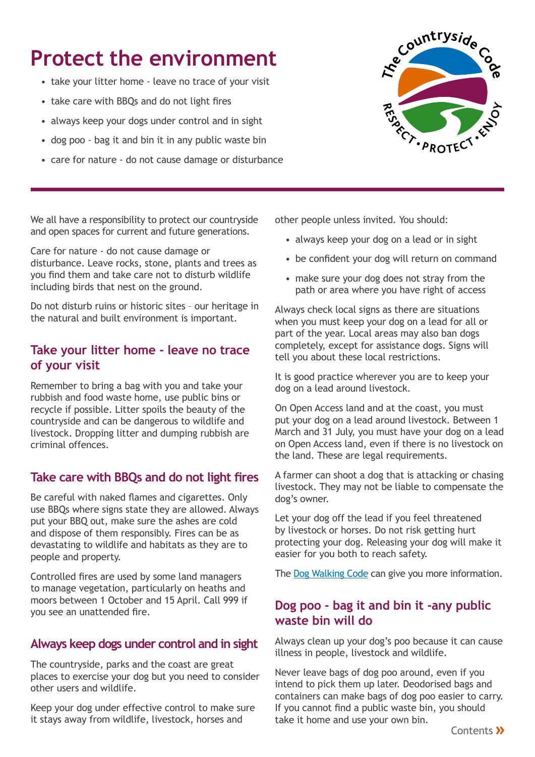# Protect the environment

- take your litter home - leave no trace of your visit
- take care with BBQs and do not light fires
- always keep your dogs under control and in sight
- dog poo - bag it and bin it in any public waste bin
- care for nature - do not cause damage or disturbance

We all have a responsibility to protect our countryside and open spaces for current and future generations.

Care for nature - do not cause damage or disturbance. Leave rocks, stone, plants and trees as you find them and take care not to disturb wildlife including birds that nest on the ground.

Do not disturb ruins or historic sites – our heritage in the natural and built environment is important.

## Take your litter home - leave no trace of your visit

Remember to bring a bag with you and take your rubbish and food waste home, use public bins or recycle if possible. Litter spoils the beauty of the countryside and can be dangerous to wildlife and livestock. Dropping litter and dumping rubbish are criminal offences.

## Take care with BBQs and do not light fires

Be careful with naked flames and cigarettes. Only use BBQs where signs state they are allowed. Always put your BBQ out, make sure the ashes are cold and dispose of them responsibly. Fires can be as devastating to wildlife and habitats as they are to people and property.

Controlled fires are used by some land managers to manage vegetation, particularly on heaths and moors between 1 October and 15 April. Call 999 if you see an unattended fire.

## Always keep dogs under control and in sight

The countryside, parks and the coast are great places to exercise your dog but you need to consider other users and wildlife.

Keep your dog under effective control to make sure it stays away from wildlife, livestock, horses and other people unless invited. You should:

- always keep your dog on a lead or in sight
- be confident your dog will return on command
- make sure your dog does not stray from the path or area where you have right of access

Always check local signs as there are situations when you must keep your dog on a lead for all or part of the year. Local areas may also ban dogs completely, except for assistance dogs. Signs will tell you about these local restrictions.

It is good practice wherever you are to keep your dog on a lead around livestock.

On Open Access land and at the coast, you must put your dog on a lead around livestock. Between 1 March and 31 July, you must have your dog on a lead on Open Access land, even if there is no livestock on the land. These are legal requirements.

A farmer can shoot a dog that is attacking or chasing livestock. They may not be liable to compensate the dog's owner.

Let your dog off the lead if you feel threatened by livestock or horses. Do not risk getting hurt protecting your dog. Releasing your dog will make it easier for you both to reach safety.

The Dog Walking Code can give you more information.

## Dog poo - bag it and bin it -any public waste bin will do

Always clean up your dog's poo because it can cause illness in people, livestock and wildlife.

Never leave bags of dog poo around, even if you intend to pick them up later. Deodorised bags and containers can make bags of dog poo easier to carry. If you cannot find a public waste bin, you should take it home and use your own bin.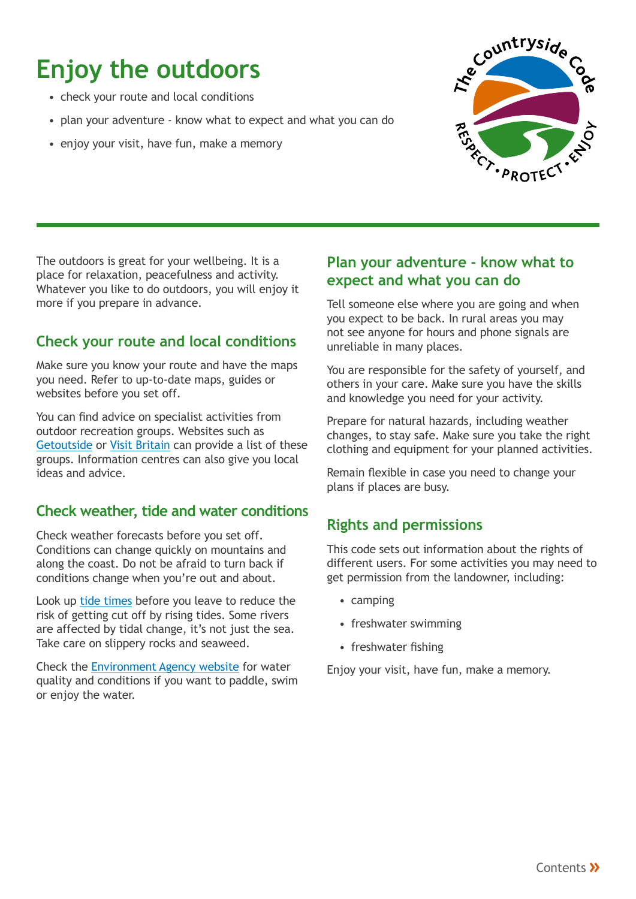# Enjoy the outdoors

- check your route and local conditions
- plan your adventure - know what to expect and what you can do
- enjoy your visit, have fun, make a memory

The outdoors is great for your wellbeing. It is a place for relaxation, peacefulness and activity. Whatever you like to do outdoors, you will enjoy it more if you prepare in advance.

## Check your route and local conditions

Make sure you know your route and have the maps you need. Refer to up-to-date maps, guides or websites before you set off.

You can find advice on specialist activities from outdoor recreation groups. Websites such as Getoutside or Visit Britain can provide a list of these groups. Information centres can also give you local ideas and advice.

## Check weather, tide and water conditions

Check weather forecasts before you set off. Conditions can change quickly on mountains and along the coast. Do not be afraid to turn back if conditions change when you're out and about.

Look up tide times before you leave to reduce the risk of getting cut off by rising tides. Some rivers are affected by tidal change, it's not just the sea. Take care on slippery rocks and seaweed.

Check the Environment Agency website for water quality and conditions if you want to paddle, swim or enjoy the water.

## Plan your adventure - know what to expect and what you can do

Tell someone else where you are going and when you expect to be back. In rural areas you may not see anyone for hours and phone signals are unreliable in many places.

You are responsible for the safety of yourself, and others in your care. Make sure you have the skills and knowledge you need for your activity.

Prepare for natural hazards, including weather changes, to stay safe. Make sure you take the right clothing and equipment for your planned activities.

Remain flexible in case you need to change your plans if places are busy.

## Rights and permissions

This code sets out information about the rights of different users. For some activities you may need to get permission from the landowner, including:

- camping
- freshwater swimming
- freshwater fishing

Enjoy your visit, have fun, make a memory.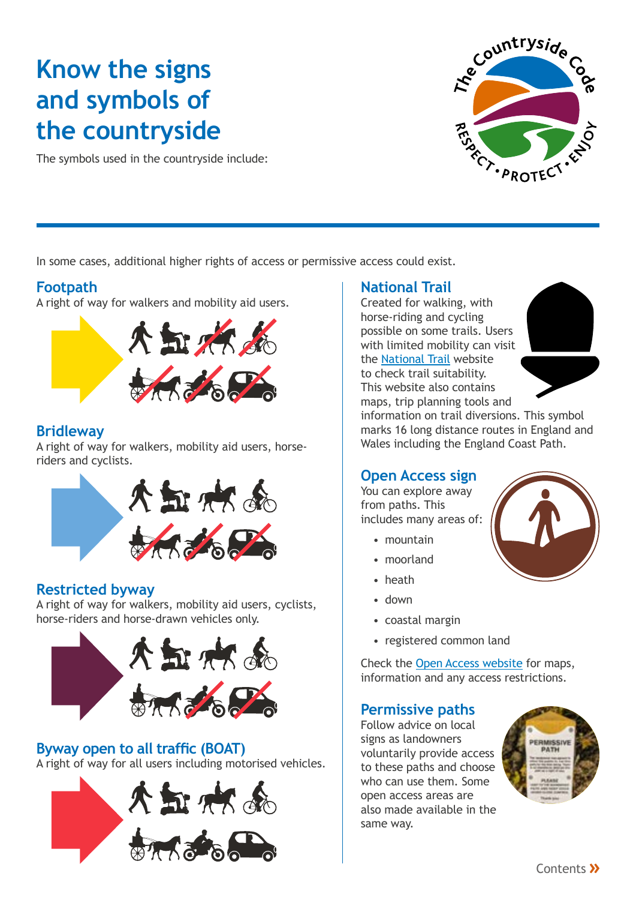# Know the signs and symbols of the countryside

The symbols used in the countryside include:

In some cases, additional higher rights of access or permissive access could exist.

## Footpath

A right of way for walkers and mobility aid users.

## Bridleway

A right of way for walkers, mobility aid users, horse-riders and cyclists.

## Restricted byway

A right of way for walkers, mobility aid users, cyclists, horse-riders and horse-drawn vehicles only.

## Byway open to all traffic (BOAT)

A right of way for all users including motorised vehicles.

## National Trail

Created for walking, with horse-riding and cycling possible on some trails. Users with limited mobility can visit the National Trail website to check trail suitability. This website also contains maps, trip planning tools and information on trail diversions. This symbol marks 16 long distance routes in England and Wales including the England Coast Path.

## Open Access sign

You can explore away from paths. This includes many areas of:

- mountain
- moorland
- heath
- down
- coastal margin
- registered common land

Check the Open Access website for maps, information and any access restrictions.

## Permissive paths

Follow advice on local signs as landowners voluntarily provide access to these paths and choose who can use them. Some open access areas are also made available in the same way.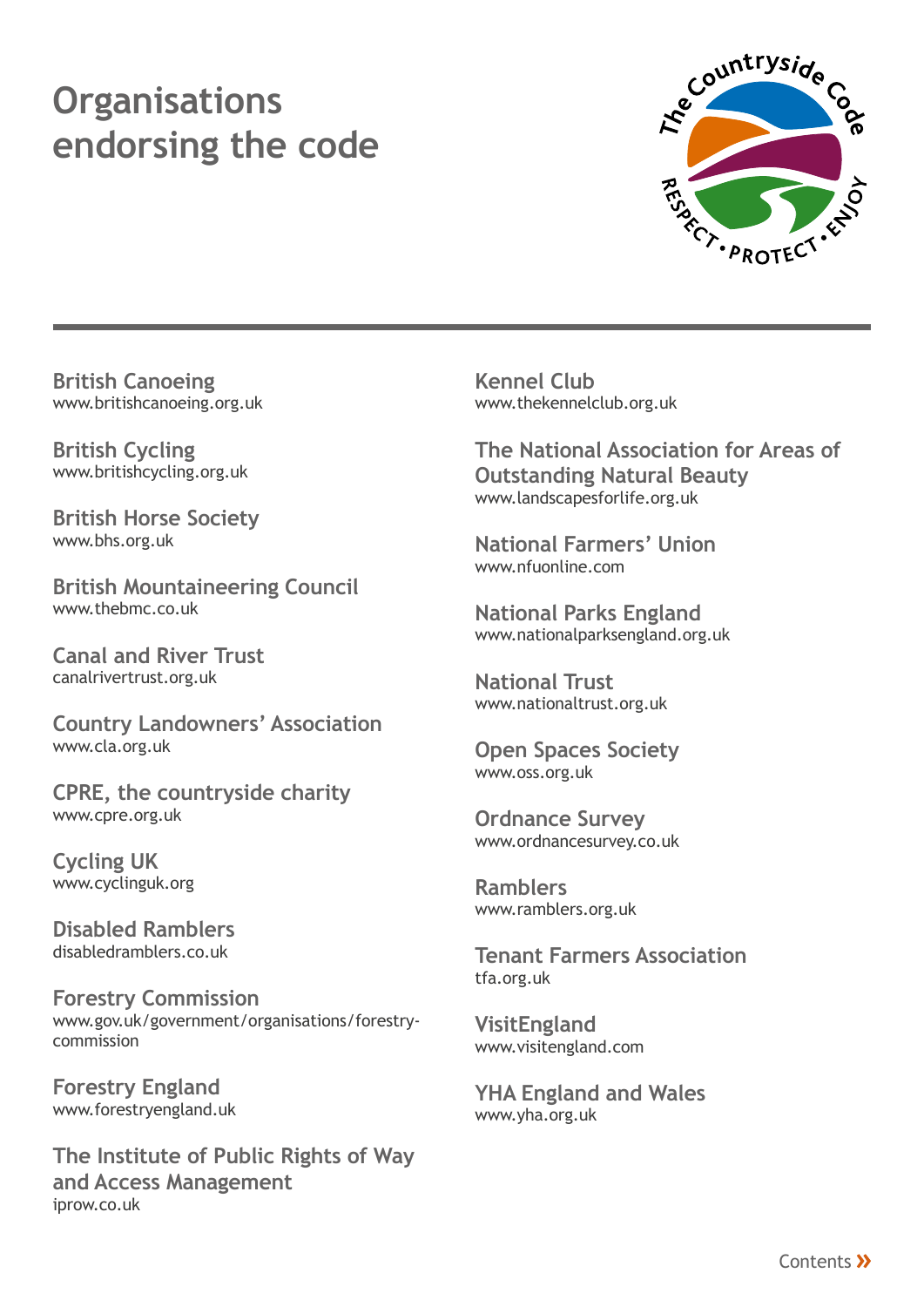# Organisations endorsing the code

**British Canoeing**
www.britishcanoeing.org.uk

**British Cycling**
www.britishcycling.org.uk

**British Horse Society**
www.bhs.org.uk

**British Mountaineering Council**
www.thebmc.co.uk

**Canal and River Trust**
canalrivertrust.org.uk

**Country Landowners' Association**
www.cla.org.uk

**CPRE, the countryside charity**
www.cpre.org.uk

**Cycling UK**
www.cyclinguk.org

**Disabled Ramblers**
disabledramblers.co.uk

**Forestry Commission**
www.gov.uk/government/organisations/forestry-commission

**Forestry England**
www.forestryengland.uk

**The Institute of Public Rights of Way and Access Management**
iprow.co.uk

**Kennel Club**
www.thekennelclub.org.uk

**The National Association for Areas of Outstanding Natural Beauty**
www.landscapesforlife.org.uk

**National Farmers' Union**
www.nfuonline.com

**National Parks England**
www.nationalparksengland.org.uk

**National Trust**
www.nationaltrust.org.uk

**Open Spaces Society**
www.oss.org.uk

**Ordnance Survey**
www.ordnancesurvey.co.uk

**Ramblers**
www.ramblers.org.uk

**Tenant Farmers Association**
tfa.org.uk

**VisitEngland**
www.visitengland.com

**YHA England and Wales**
www.yha.org.uk